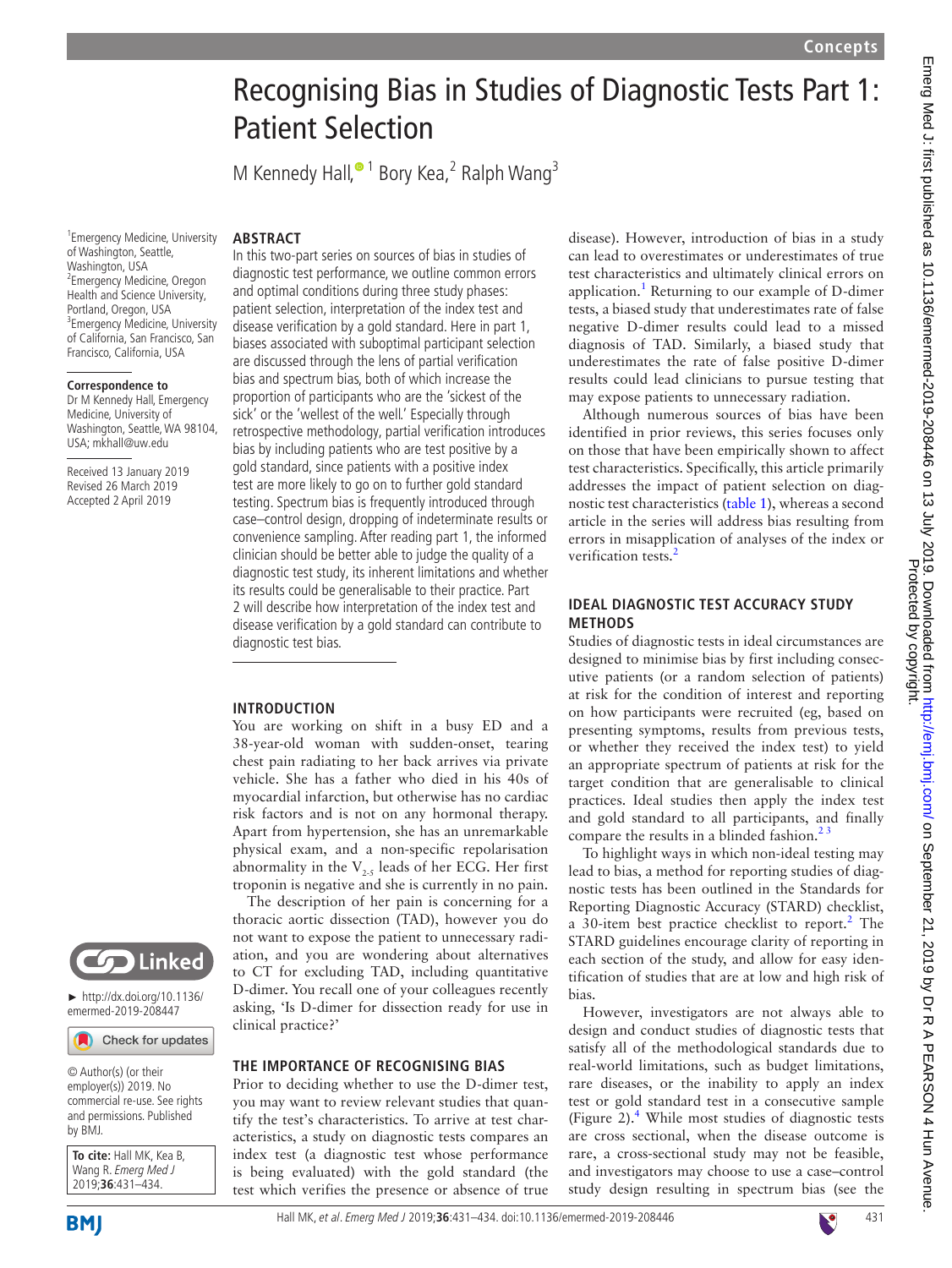# Recognising Bias in Studies of Diagnostic Tests Part 1: Patient Selection

M Kennedy Hall,[1] Bory Kea,[2] Ralph Wang[3]

[1]Emergency Medicine, University of Washington, Seattle, Washington, USA
[2]Emergency Medicine, Oregon Health and Science University, Portland, Oregon, USA
[3]Emergency Medicine, University of California, San Francisco, San Francisco, California, USA

**Correspondence to**
Dr M Kennedy Hall, Emergency Medicine, University of Washington, Seattle, WA 98104, USA; mkhall@uw.edu

Received 13 January 2019
Revised 26 March 2019
Accepted 2 April 2019

► http://dx.doi.org/10.1136/emermed-2019-208447

© Author(s) (or their employer(s)) 2019. No commercial re-use. See rights and permissions. Published by BMJ.

**To cite:** Hall MK, Kea B, Wang R. *Emerg Med J* 2019;**36**:431–434.

## ABSTRACT

In this two-part series on sources of bias in studies of diagnostic test performance, we outline common errors and optimal conditions during three study phases: patient selection, interpretation of the index test and disease verification by a gold standard. Here in part 1, biases associated with suboptimal participant selection are discussed through the lens of partial verification bias and spectrum bias, both of which increase the proportion of participants who are the 'sickest of the sick' or the 'wellest of the well.' Especially through retrospective methodology, partial verification introduces bias by including patients who are test positive by a gold standard, since patients with a positive index test are more likely to go on to further gold standard testing. Spectrum bias is frequently introduced through case–control design, dropping of indeterminate results or convenience sampling. After reading part 1, the informed clinician should be better able to judge the quality of a diagnostic test study, its inherent limitations and whether its results could be generalisable to their practice. Part 2 will describe how interpretation of the index test and disease verification by a gold standard can contribute to diagnostic test bias.

## INTRODUCTION

You are working on shift in a busy ED and a 38-year-old woman with sudden-onset, tearing chest pain radiating to her back arrives via private vehicle. She has a father who died in his 40s of myocardial infarction, but otherwise has no cardiac risk factors and is not on any hormonal therapy. Apart from hypertension, she has an unremarkable physical exam, and a non-specific repolarisation abnormality in the $V_{2-5}$ leads of her ECG. Her first troponin is negative and she is currently in no pain.

The description of her pain is concerning for a thoracic aortic dissection (TAD), however you do not want to expose the patient to unnecessary radiation, and you are wondering about alternatives to CT for excluding TAD, including quantitative D-dimer. You recall one of your colleagues recently asking, 'Is D-dimer for dissection ready for use in clinical practice?'

## THE IMPORTANCE OF RECOGNISING BIAS

Prior to deciding whether to use the D-dimer test, you may want to review relevant studies that quantify the test's characteristics. To arrive at test characteristics, a study on diagnostic tests compares an index test (a diagnostic test whose performance is being evaluated) with the gold standard (the test which verifies the presence or absence of true disease). However, introduction of bias in a study can lead to overestimates or underestimates of true test characteristics and ultimately clinical errors on application.[1] Returning to our example of D-dimer tests, a biased study that underestimates rate of false negative D-dimer results could lead to a missed diagnosis of TAD. Similarly, a biased study that underestimates the rate of false positive D-dimer results could lead clinicians to pursue testing that may expose patients to unnecessary radiation.

Although numerous sources of bias have been identified in prior reviews, this series focuses only on those that have been empirically shown to affect test characteristics. Specifically, this article primarily addresses the impact of patient selection on diagnostic test characteristics (table 1), whereas a second article in the series will address bias resulting from errors in misapplication of analyses of the index or verification tests.[2]

## IDEAL DIAGNOSTIC TEST ACCURACY STUDY METHODS

Studies of diagnostic tests in ideal circumstances are designed to minimise bias by first including consecutive patients (or a random selection of patients) at risk for the condition of interest and reporting on how participants were recruited (eg, based on presenting symptoms, results from previous tests, or whether they received the index test) to yield an appropriate spectrum of patients at risk for the target condition that are generalisable to clinical practices. Ideal studies then apply the index test and gold standard to all participants, and finally compare the results in a blinded fashion.[2,3]

To highlight ways in which non-ideal testing may lead to bias, a method for reporting studies of diagnostic tests has been outlined in the Standards for Reporting Diagnostic Accuracy (STARD) checklist, a 30-item best practice checklist to report.[2] The STARD guidelines encourage clarity of reporting in each section of the study, and allow for easy identification of studies that are at low and high risk of bias.

However, investigators are not always able to design and conduct studies of diagnostic tests that satisfy all of the methodological standards due to real-world limitations, such as budget limitations, rare diseases, or the inability to apply an index test or gold standard test in a consecutive sample (Figure 2).[4] While most studies of diagnostic tests are cross sectional, when the disease outcome is rare, a cross-sectional study may not be feasible, and investigators may choose to use a case–control study design resulting in spectrum bias (see the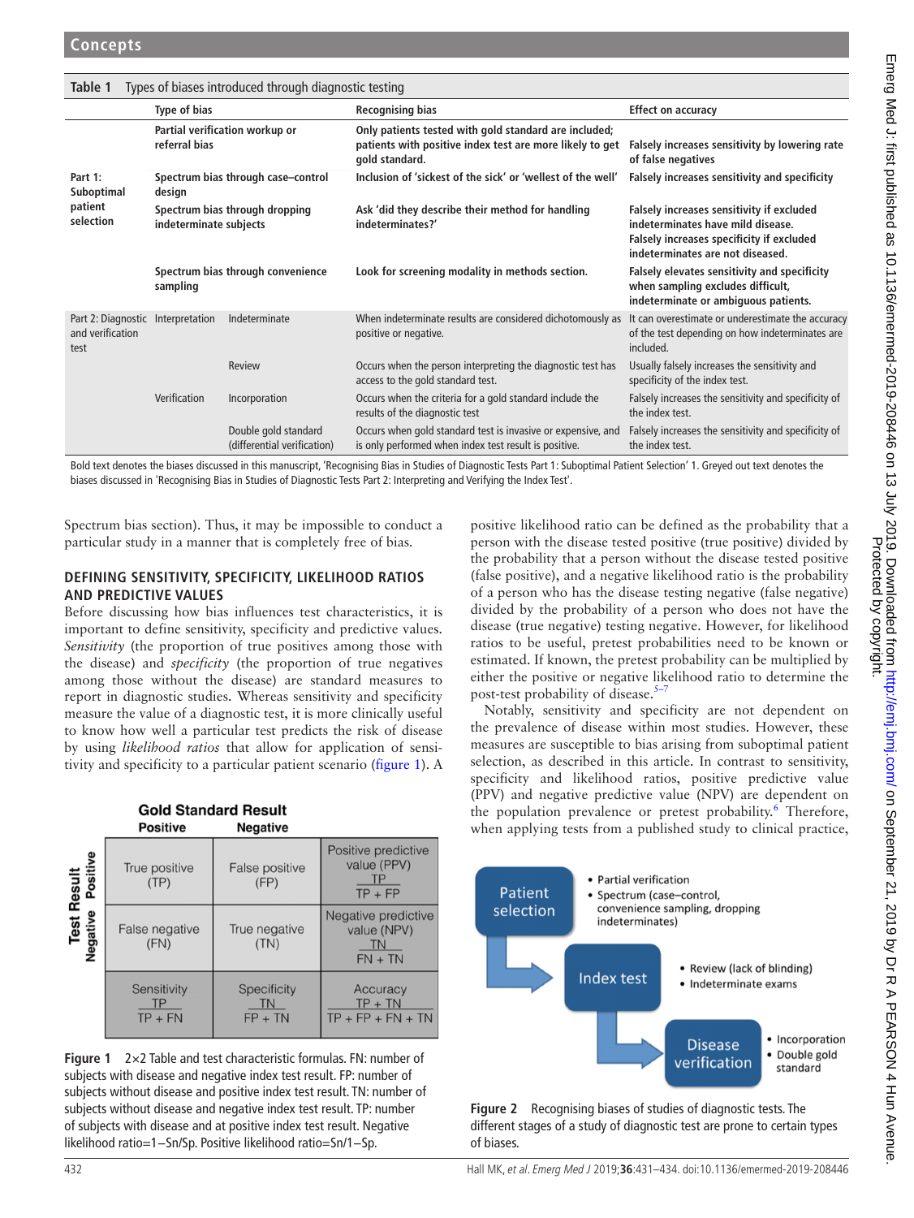**Table 1** Types of biases introduced through diagnostic testing

| | Type of bias | | Recognising bias | Effect on accuracy |
|---|---|---|---|---|
| **Part 1: Suboptimal patient selection** | **Partial verification workup or referral bias** | | **Only patients tested with gold standard are included; patients with positive index test are more likely to get gold standard.** | **Falsely increases sensitivity by lowering rate of false negatives** |
| | **Spectrum bias through case–control design** | | **Inclusion of 'sickest of the sick' or 'wellest of the well'** | **Falsely increases sensitivity and specificity** |
| | **Spectrum bias through dropping indeterminate subjects** | | **Ask 'did they describe their method for handling indeterminates?'** | **Falsely increases sensitivity if excluded indeterminates have mild disease. Falsely increases specificity if excluded indeterminates are not diseased.** |
| | **Spectrum bias through convenience sampling** | | **Look for screening modality in methods section.** | **Falsely elevates sensitivity and specificity when sampling excludes difficult, indeterminate or ambiguous patients.** |
| Part 2: Diagnostic and verification test | Interpretation | Indeterminate | When indeterminate results are considered dichotomously as positive or negative. | It can overestimate or underestimate the accuracy of the test depending on how indeterminates are included. |
| | | Review | Occurs when the person interpreting the diagnostic test has access to the gold standard test. | Usually falsely increases the sensitivity and specificity of the index test. |
| | Verification | Incorporation | Occurs when the criteria for a gold standard include the results of the diagnostic test | Falsely increases the sensitivity and specificity of the index test. |
| | | Double gold standard (differential verification) | Occurs when gold standard test is invasive or expensive, and is only performed when index test result is positive. | Falsely increases the sensitivity and specificity of the index test. |

Bold text denotes the biases discussed in this manuscript, 'Recognising Bias in Studies of Diagnostic Tests Part 1: Suboptimal Patient Selection' 1. Greyed out text denotes the biases discussed in 'Recognising Bias in Studies of Diagnostic Tests Part 2: Interpreting and Verifying the Index Test'.

Spectrum bias section). Thus, it may be impossible to conduct a particular study in a manner that is completely free of bias.

### DEFINING SENSITIVITY, SPECIFICITY, LIKELIHOOD RATIOS AND PREDICTIVE VALUES

Before discussing how bias influences test characteristics, it is important to define sensitivity, specificity and predictive values. *Sensitivity* (the proportion of true positives among those with the disease) and *specificity* (the proportion of true negatives among those without the disease) are standard measures to report in diagnostic studies. Whereas sensitivity and specificity measure the value of a diagnostic test, it is more clinically useful to know how well a test predicts the risk of disease by using *likelihood ratios* that allow for application of sensitivity and specificity to a particular patient scenario (figure 1). A positive likelihood ratio can be defined as the probability that a person with the disease tested positive (true positive) divided by the probability that a person without the disease tested positive (false positive), and a negative likelihood ratio is the probability of a person who has the disease testing negative (false negative) divided by the probability of a person who does not have the disease (true negative) testing negative. However, for likelihood ratios to be useful, pretest probabilities need to be known or estimated. If known, the pretest probability can be multiplied by either the positive or negative likelihood ratio to determine the post-test probability of disease.[5–7]

| | Gold Standard Result: Positive | Gold Standard Result: Negative | |
|---|---|---|---|
| **Test Result: Positive** | True positive (TP) | False positive (FP) | Positive predictive value (PPV) $\frac{TP}{TP + FP}$ |
| **Test Result: Negative** | False negative (FN) | True negative (TN) | Negative predictive value (NPV) $\frac{TN}{FN + TN}$ |
| | Sensitivity $\frac{TP}{TP + FN}$ | Specificity $\frac{TN}{FP + TN}$ | Accuracy $\frac{TP + TN}{TP + FP + FN + TN}$ |

**Figure 1** 2×2 Table and test characteristic formulas. FN: number of subjects with disease and negative index test result. FP: number of subjects without disease and positive index test result. TN: number of subjects without disease and negative index test result. TP: number of subjects with disease and at positive index test result. Negative likelihood ratio=1−Sn/Sp. Positive likelihood ratio=Sn/1−Sp.

Notably, sensitivity and specificity are not dependent on the prevalence of disease within most studies. However, these measures are susceptible to bias arising from suboptimal patient selection, as described in this article. In contrast to sensitivity, specificity and likelihood ratios, positive predictive value (PPV) and negative predictive value (NPV) are dependent on the population prevalence or pretest probability.[6] Therefore, when applying tests from a published study to clinical practice,

- **Patient selection**
  - Partial verification
  - Spectrum (case–control, convenience sampling, dropping indeterminates)
- **Index test**
  - Review (lack of blinding)
  - Indeterminate exams
- **Disease verification**
  - Incorporation
  - Double gold standard

**Figure 2** Recognising biases of studies of diagnostic tests. The different stages of a study of diagnostic test are prone to certain types of biases.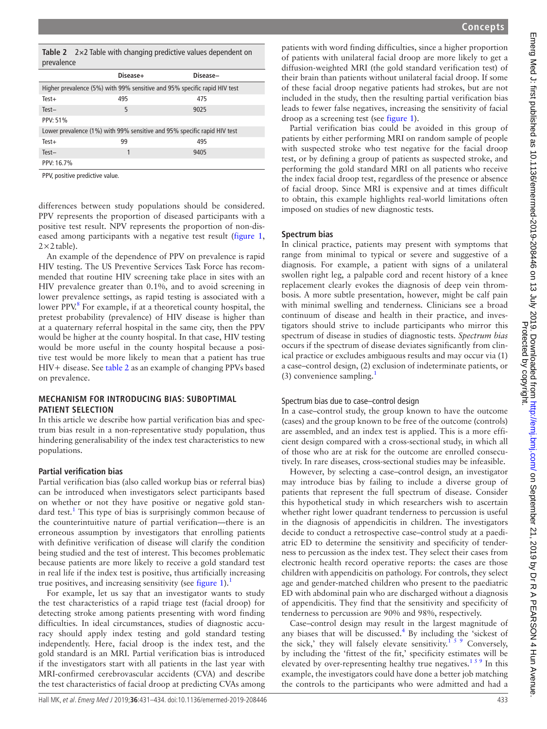**Table 2** 2×2 Table with changing predictive values dependent on prevalence

| | Disease+ | Disease− |
|---|---|---|
| Higher prevalence (5%) with 99% sensitive and 95% specific rapid HIV test | | |
| Test+ | 495 | 475 |
| Test− | 5 | 9025 |
| PPV: 51% | | |
| Lower prevalence (1%) with 99% sensitive and 95% specific rapid HIV test | | |
| Test+ | 99 | 495 |
| Test− | 1 | 9405 |
| PPV: 16.7% | | |

PPV, positive predictive value.

differences between study populations should be considered. PPV represents the proportion of diseased participants with a positive test result. NPV represents the proportion of non-diseased among participants with a negative test result (figure 1, 2×2 table).

An example of the dependence of PPV on prevalence is rapid HIV testing. The US Preventive Services Task Force has recommended that routine HIV screening take place in sites with an HIV prevalence greater than 0.1%, and to avoid screening in lower prevalence settings, as rapid testing is associated with a lower PPV.[8] For example, if at a theoretical county hospital, the pretest probability (prevalence) of HIV disease is higher than at a quaternary referral hospital in the same city, then the PPV would be higher at the county hospital. In that case, HIV testing would be more useful in the county hospital because a positive test would be more likely to mean that a patient has true HIV+ disease. See table 2 as an example of changing PPVs based on prevalence.

## MECHANISM FOR INTRODUCING BIAS: SUBOPTIMAL PATIENT SELECTION

In this article we describe how partial verification bias and spectrum bias result in a non-representative study population, thus hindering generalisability of the index test characteristics to new populations.

### Partial verification bias

Partial verification bias (also called workup bias or referral bias) can be introduced when investigators select participants based on whether or not they have positive or negative gold standard test.[1] This type of bias is surprisingly common because of the counterintuitive nature of partial verification—there is an erroneous assumption by investigators that enrolling patients with definitive verification of disease will clarify the condition being studied and the test of interest. This becomes problematic because patients are more likely to receive a gold standard test in real life if the index test is positive, thus artificially increasing true positives, and increasing sensitivity (see figure 1).[1]

For example, let us say that an investigator wants to study the test characteristics of a rapid triage test (facial droop) for detecting stroke among patients presenting with word finding difficulties. In ideal circumstances, studies of diagnostic accuracy should apply index testing and gold standard testing independently. Here, facial droop is the index test, and the gold standard is an MRI. Partial verification bias is introduced if the investigators start with all patients in the last year with MRI-confirmed cerebrovascular accidents (CVA) and describe the test characteristics of facial droop at predicting CVAs among patients with word finding difficulties, since a higher proportion of patients with unilateral facial droop are more likely to get a diffusion-weighted MRI (the gold standard verification test) of their brain than patients without unilateral facial droop. If some of these facial droop negative patients had strokes, but are not included in the study, then the resulting partial verification bias leads to fewer false negatives, increasing the sensitivity of facial droop as a screening test (see figure 1).

Partial verification bias could be avoided in this group of patients by either performing MRI on random sample of people with suspected stroke who test negative for the facial droop test, or by defining a group of patients as suspected stroke, and performing the gold standard MRI on all patients who receive the index facial droop test, regardless of the presence or absence of facial droop. Since MRI is expensive and at times difficult to obtain, this example highlights real-world limitations often imposed on studies of new diagnostic tests.

### Spectrum bias

In clinical practice, patients may present with symptoms that range from minimal to typical or severe and suggestive of a diagnosis. For example, a patient with signs of a unilateral swollen right leg, a palpable cord and recent history of a knee replacement clearly evokes the diagnosis of deep vein thrombosis. A more subtle presentation, however, might be calf pain with minimal swelling and tenderness. Clinicians see a broad continuum of disease and health in their practice, and investigators should strive to include participants who mirror this spectrum of disease in studies of diagnostic tests. *Spectrum bias* occurs if the spectrum of disease deviates significantly from clinical practice or excludes ambiguous results and may occur via (1) a case–control design, (2) exclusion of indeterminate patients, or (3) convenience sampling.[1]

#### Spectrum bias due to case–control design

In a case–control study, the group known to have the outcome (cases) and the group known to be free of the outcome (controls) are assembled, and an index test is applied. This is a more efficient design compared with a cross-sectional study, in which all of those who are at risk for the outcome are enrolled consecutively. In rare diseases, cross-sectional studies may be infeasible.

However, by selecting a case–control design, an investigator may introduce bias by failing to include a diverse group of patients that represent the full spectrum of disease. Consider this hypothetical study in which researchers wish to ascertain whether right lower quadrant tenderness to percussion is useful in the diagnosis of appendicitis in children. The investigators decide to conduct a retrospective case–control study at a paediatric ED to determine the sensitivity and specificity of tenderness to percussion as the index test. They select their cases from electronic health record operative reports: the cases are those children with appendicitis on pathology. For controls, they select age and gender-matched children who present to the paediatric ED with abdominal pain who are discharged without a diagnosis of appendicitis. They find that the sensitivity and specificity of tenderness to percussion are 90% and 98%, respectively.

Case–control design may result in the largest magnitude of any biases that will be discussed.[4] By including the 'sickest of the sick,' they will falsely elevate sensitivity.[1 5 9] Conversely, by including the 'fittest of the fit,' specificity estimates will be elevated by over-representing healthy true negatives.[1 5 9] In this example, the investigators could have done a better job matching the controls to the participants who were admitted and had a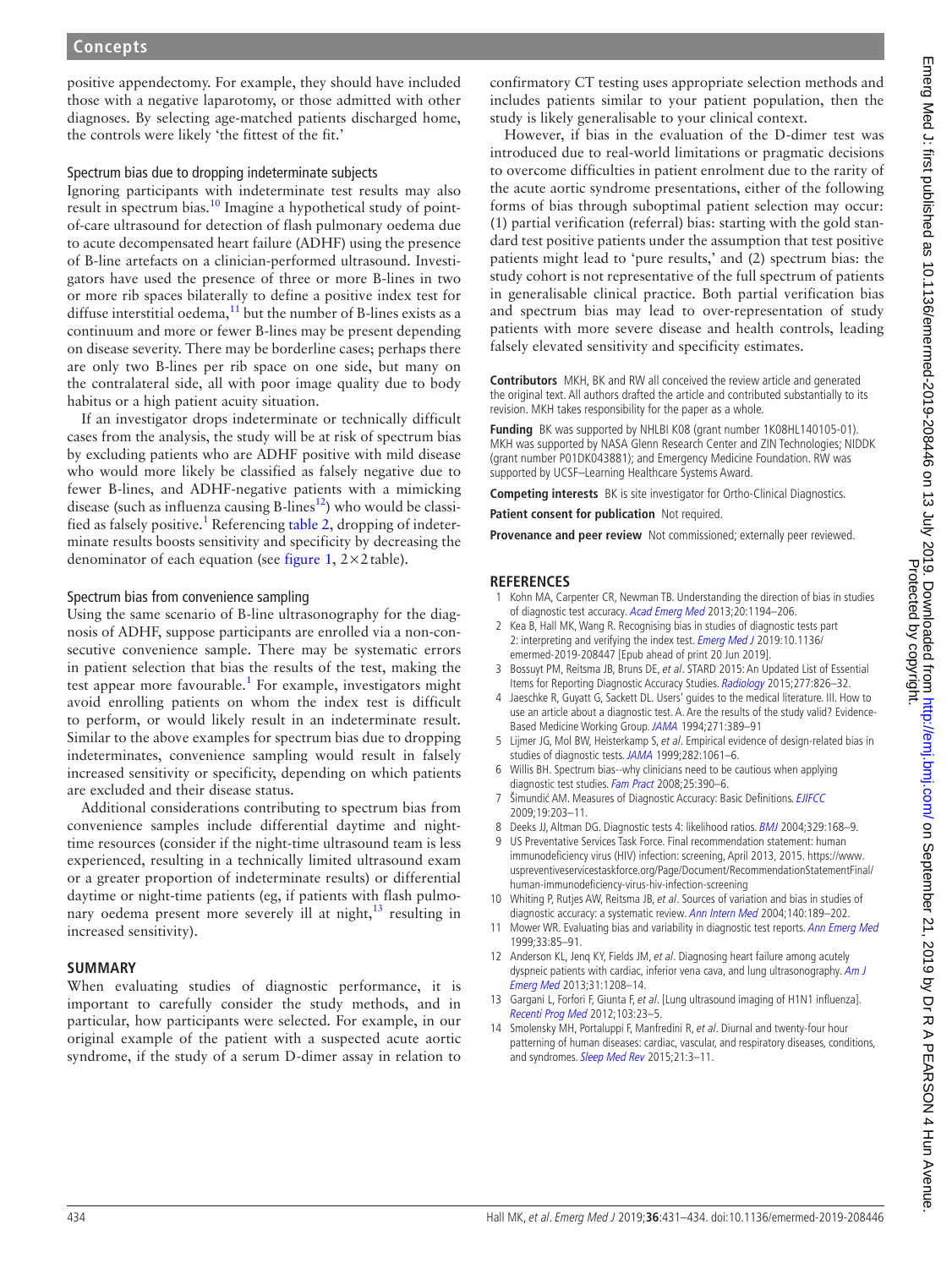positive appendectomy. For example, they should have included those with a negative laparotomy, or those admitted with other diagnoses. By selecting age-matched patients discharged home, the controls were likely 'the fittest of the fit.'

### Spectrum bias due to dropping indeterminate subjects

Ignoring participants with indeterminate test results may also result in spectrum bias.[10] Imagine a hypothetical study of point-of-care ultrasound for detection of flash pulmonary oedema due to acute decompensated heart failure (ADHF) using the presence of B-line artefacts on a clinician-performed ultrasound. Investigators have used the presence of three or more B-lines in two or more rib spaces bilaterally to define a positive index test for diffuse interstitial oedema,[11] but the number of B-lines exists as a continuum and more or fewer B-lines may be present depending on disease severity. There may be borderline cases; perhaps there are only two B-lines per rib space on one side, but many on the contralateral side, all with poor image quality due to body habitus or a high patient acuity situation.

If an investigator drops indeterminate or technically difficult cases from the analysis, the study will be at risk of spectrum bias by excluding patients who are ADHF positive with mild disease who would more likely be classified as falsely negative due to fewer B-lines, and ADHF-negative patients with a mimicking disease (such as influenza causing B-lines[12]) who would be classified as falsely positive.[1] Referencing table 2, dropping of indeterminate results boosts sensitivity and specificity by decreasing the denominator of each equation (see figure 1, 2×2 table).

### Spectrum bias from convenience sampling

Using the same scenario of B-line ultrasonography for the diagnosis of ADHF, suppose participants are enrolled via a non-consecutive convenience sample. There may be systematic errors in patient selection that bias the results of the test, making the test appear more favourable.[1] For example, investigators might avoid enrolling patients on whom the index test is difficult to perform, or would likely result in an indeterminate result. Similar to the above examples for spectrum bias due to dropping indeterminates, convenience sampling would result in falsely increased sensitivity or specificity, depending on which patients are excluded and their disease status.

Additional considerations contributing to spectrum bias from convenience samples include differential daytime and night-time resources (consider if the night-time ultrasound team is less experienced, resulting in a technically limited ultrasound exam or a greater proportion of indeterminate results) or differential daytime or night-time patients (eg, if patients with flash pulmonary oedema present more severely ill at night,[13] resulting in increased sensitivity).

## SUMMARY

When evaluating studies of diagnostic performance, it is important to carefully consider the study methods, and in particular, how participants were selected. For example, in our original example of the patient with a suspected acute aortic syndrome, if the study of a serum D-dimer assay in relation to confirmatory CT testing uses appropriate selection methods and includes patients similar to your patient population, then the study is likely generalisable to your clinical context.

However, if bias in the evaluation of the D-dimer test was introduced due to real-world limitations or pragmatic decisions to overcome difficulties in patient enrolment due to the rarity of the acute aortic syndrome presentations, either of the following forms of bias through suboptimal patient selection may occur: (1) partial verification (referral) bias: starting with the gold standard test positive patients under the assumption that test positive patients might lead to 'pure results,' and (2) spectrum bias: the study cohort is not representative of the full spectrum of patients in generalisable clinical practice. Both partial verification bias and spectrum bias may lead to over-representation of study patients with more severe disease and health controls, leading falsely elevated sensitivity and specificity estimates.

**Contributors** MKH, BK and RW all conceived the review article and generated the original text. All authors drafted the article and contributed substantially to its revision. MKH takes responsibility for the paper as a whole.

**Funding** BK was supported by NHLBI K08 (grant number 1K08HL140105-01). MKH was supported by NASA Glenn Research Center and ZIN Technologies; NIDDK (grant number P01DK043881); and Emergency Medicine Foundation. RW was supported by UCSF–Learning Healthcare Systems Award.

**Competing interests** BK is site investigator for Ortho-Clinical Diagnostics.

**Patient consent for publication** Not required.

**Provenance and peer review** Not commissioned; externally peer reviewed.

## REFERENCES

1. Kohn MA, Carpenter CR, Newman TB. Understanding the direction of bias in studies of diagnostic test accuracy. *Acad Emerg Med* 2013;20:1194–206.
2. Kea B, Hall MK, Wang R. Recognising bias in studies of diagnostic tests part 2: interpreting and verifying the index test. *Emerg Med J* 2019:10.1136/emermed-2019-208447 [Epub ahead of print 20 Jun 2019].
3. Bossuyt PM, Reitsma JB, Bruns DE, *et al*. STARD 2015: An Updated List of Essential Items for Reporting Diagnostic Accuracy Studies. *Radiology* 2015;277:826–32.
4. Jaeschke R, Guyatt G, Sackett DL. Users' guides to the medical literature. III. How to use an article about a diagnostic test. A. Are the results of the study valid? Evidence-Based Medicine Working Group. *JAMA* 1994;271:389–91
5. Lijmer JG, Mol BW, Heisterkamp S, *et al*. Empirical evidence of design-related bias in studies of diagnostic tests. *JAMA* 1999;282:1061–6.
6. Willis BH. Spectrum bias--why clinicians need to be cautious when applying diagnostic test studies. *Fam Pract* 2008;25:390–6.
7. Šimundić AM. Measures of Diagnostic Accuracy: Basic Definitions. *EJIFCC* 2009;19:203–11.
8. Deeks JJ, Altman DG. Diagnostic tests 4: likelihood ratios. *BMJ* 2004;329:168–9.
9. US Preventative Services Task Force. Final recommendation statement: human immunodeficiency virus (HIV) infection: screening, April 2013, 2015. https://www.uspreventiveservicestaskforce.org/Page/Document/RecommendationStatementFinal/human-immunodeficiency-virus-hiv-infection-screening
10. Whiting P, Rutjes AW, Reitsma JB, *et al*. Sources of variation and bias in studies of diagnostic accuracy: a systematic review. *Ann Intern Med* 2004;140:189–202.
11. Mower WR. Evaluating bias and variability in diagnostic test reports. *Ann Emerg Med* 1999;33:85–91.
12. Anderson KL, Jenq KY, Fields JM, *et al*. Diagnosing heart failure among acutely dyspneic patients with cardiac, inferior vena cava, and lung ultrasonography. *Am J Emerg Med* 2013;31:1208–14.
13. Gargani L, Forfori F, Giunta F, *et al*. [Lung ultrasound imaging of H1N1 influenza]. *Recenti Prog Med* 2012;103:23–5.
14. Smolensky MH, Portaluppi F, Manfredini R, *et al*. Diurnal and twenty-four hour patterning of human diseases: cardiac, vascular, and respiratory diseases, conditions, and syndromes. *Sleep Med Rev* 2015;21:3–11.